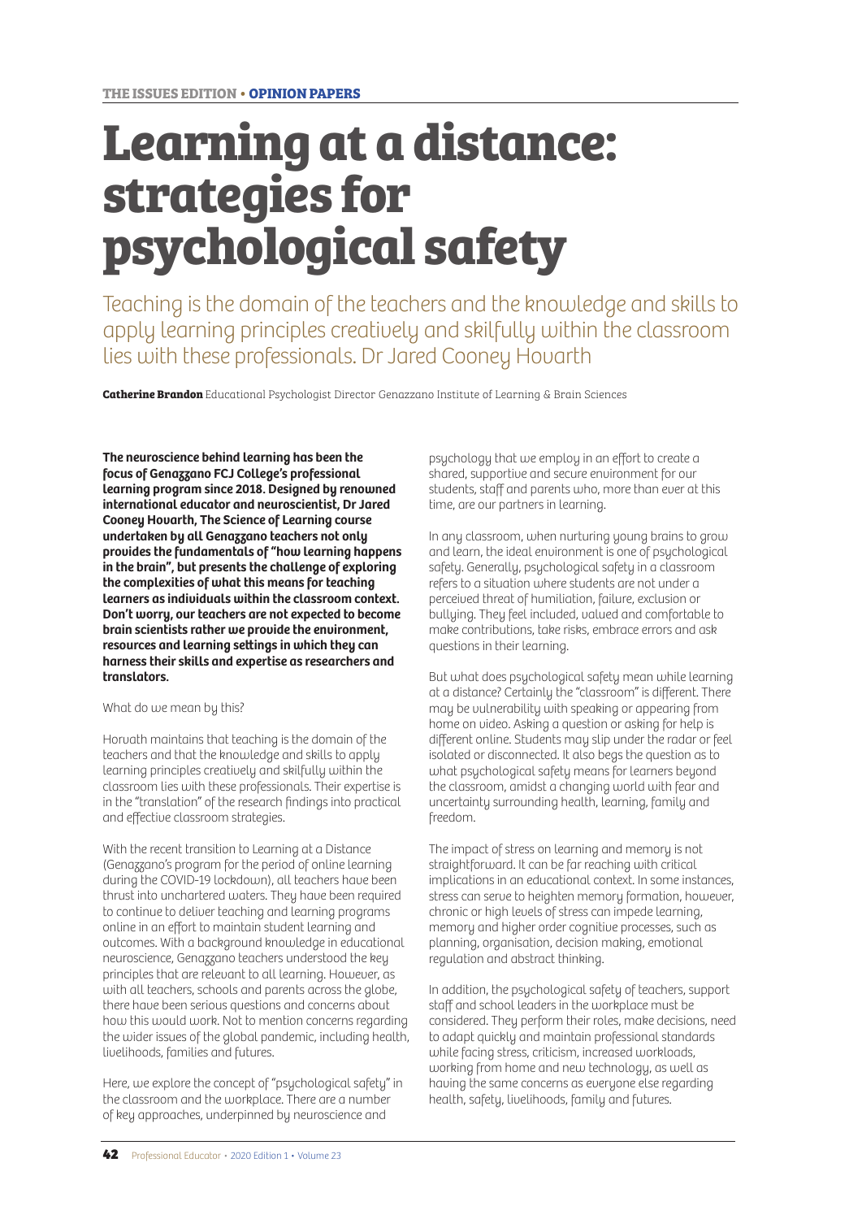THE ISSUES EDITION • OPINION PAPERS

# Learning at a distance: strategies for psychological safety

Teaching is the domain of the teachers and the knowledge and skills to apply learning principles creatively and skilfully within the classroom lies with these professionals. Dr Jared Cooney Hovarth

**Catherine Brandon** Educational Psychologist Director Genazzano Institute of Learning & Brain Sciences

**The neuroscience behind learning has been the focus of Genazzano FCJ College's professional learning program since 2018. Designed by renowned international educator and neuroscientist, Dr Jared Cooney Hovarth, The Science of Learning course undertaken by all Genazzano teachers not only provides the fundamentals of "how learning happens in the brain", but presents the challenge of exploring the complexities of what this means for teaching learners as individuals within the classroom context. Don't worry, our teachers are not expected to become brain scientists rather we provide the environment, resources and learning settings in which they can harness their skills and expertise as researchers and translators.**

What do we mean by this?

Horvath maintains that teaching is the domain of the teachers and that the knowledge and skills to apply learning principles creatively and skilfully within the classroom lies with these professionals. Their expertise is in the "translation" of the research findings into practical and effective classroom strategies.

With the recent transition to Learning at a Distance (Genazzano's program for the period of online learning during the COVID-19 lockdown), all teachers have been thrust into unchartered waters. They have been required to continue to deliver teaching and learning programs online in an effort to maintain student learning and outcomes. With a background knowledge in educational neuroscience, Genazzano teachers understood the key principles that are relevant to all learning. However, as with all teachers, schools and parents across the globe, there have been serious questions and concerns about how this would work. Not to mention concerns regarding the wider issues of the global pandemic, including health, livelihoods, families and futures.

Here, we explore the concept of "psychological safety" in the classroom and the workplace. There are a number of key approaches, underpinned by neuroscience and psychology that we employ in an effort to create a shared, supportive and secure environment for our students, staff and parents who, more than ever at this time, are our partners in learning.

In any classroom, when nurturing young brains to grow and learn, the ideal environment is one of psychological safety. Generally, psychological safety in a classroom refers to a situation where students are not under a perceived threat of humiliation, failure, exclusion or bullying. They feel included, valued and comfortable to make contributions, take risks, embrace errors and ask questions in their learning.

But what does psychological safety mean while learning at a distance? Certainly the "classroom" is different. There may be vulnerability with speaking or appearing from home on video. Asking a question or asking for help is different online. Students may slip under the radar or feel isolated or disconnected. It also begs the question as to what psychological safety means for learners beyond the classroom, amidst a changing world with fear and uncertainty surrounding health, learning, family and freedom.

The impact of stress on learning and memory is not straightforward. It can be far reaching with critical implications in an educational context. In some instances, stress can serve to heighten memory formation, however, chronic or high levels of stress can impede learning, memory and higher order cognitive processes, such as planning, organisation, decision making, emotional regulation and abstract thinking.

In addition, the psychological safety of teachers, support staff and school leaders in the workplace must be considered. They perform their roles, make decisions, need to adapt quickly and maintain professional standards while facing stress, criticism, increased workloads, working from home and new technology, as well as having the same concerns as everyone else regarding health, safety, livelihoods, family and futures.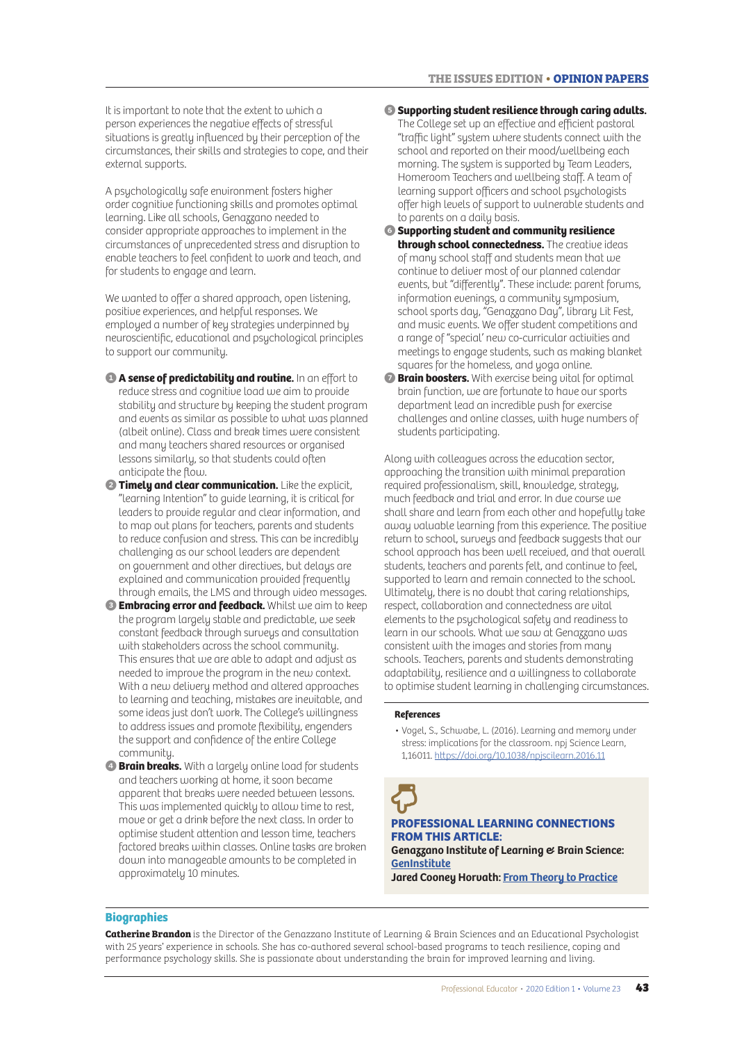It is important to note that the extent to which a person experiences the negative effects of stressful situations is greatly influenced by their perception of the circumstances, their skills and strategies to cope, and their external supports.

A psychologically safe environment fosters higher order cognitive functioning skills and promotes optimal learning. Like all schools, Genazzano needed to consider appropriate approaches to implement in the circumstances of unprecedented stress and disruption to enable teachers to feel confident to work and teach, and for students to engage and learn.

We wanted to offer a shared approach, open listening, positive experiences, and helpful responses. We employed a number of key strategies underpinned by neuroscientific, educational and psychological principles to support our community.

1. **A sense of predictability and routine.** In an effort to reduce stress and cognitive load we aim to provide stability and structure by keeping the student program and events as similar as possible to what was planned (albeit online). Class and break times were consistent and many teachers shared resources or organised lessons similarly, so that students could often anticipate the flow.
2. **Timely and clear communication.** Like the explicit, "learning Intention" to guide learning, it is critical for leaders to provide regular and clear information, and to map out plans for teachers, parents and students to reduce confusion and stress. This can be incredibly challenging as our school leaders are dependent on government and other directives, but delays are explained and communication provided frequently through emails, the LMS and through video messages.
3. **Embracing error and feedback.** Whilst we aim to keep the program largely stable and predictable, we seek constant feedback through surveys and consultation with stakeholders across the school community. This ensures that we are able to adapt and adjust as needed to improve the program in the new context. With a new delivery method and altered approaches to learning and teaching, mistakes are inevitable, and some ideas just don't work. The College's willingness to address issues and promote flexibility, engenders the support and confidence of the entire College community.
4. **Brain breaks.** With a largely online load for students and teachers working at home, it soon became apparent that breaks were needed between lessons. This was implemented quickly to allow time to rest, move or get a drink before the next class. In order to optimise student attention and lesson time, teachers factored breaks within classes. Online tasks are broken down into manageable amounts to be completed in approximately 10 minutes.
5. **Supporting student resilience through caring adults.** The College set up an effective and efficient pastoral "traffic light" system where students connect with the school and reported on their mood/wellbeing each morning. The system is supported by Team Leaders, Homeroom Teachers and wellbeing staff. A team of learning support officers and school psychologists offer high levels of support to vulnerable students and to parents on a daily basis.
6. **Supporting student and community resilience through school connectedness.** The creative ideas of many school staff and students mean that we continue to deliver most of our planned calendar events, but "differently". These include: parent forums, information evenings, a community symposium, school sports day, "Genazzano Day", library Lit Fest, and music events. We offer student competitions and a range of 'special' new co-curricular activities and meetings to engage students, such as making blanket squares for the homeless, and yoga online.
7. **Brain boosters.** With exercise being vital for optimal brain function, we are fortunate to have our sports department lead an incredible push for exercise challenges and online classes, with huge numbers of students participating.

Along with colleagues across the education sector, approaching the transition with minimal preparation required professionalism, skill, knowledge, strategy, much feedback and trial and error. In due course we shall share and learn from each other and hopefully take away valuable learning from this experience. The positive return to school, surveys and feedback suggests that our school approach has been well received, and that overall students, teachers and parents felt, and continue to feel, supported to learn and remain connected to the school. Ultimately, there is no doubt that caring relationships, respect, collaboration and connectedness are vital elements to the psychological safety and readiness to learn in our schools. What we saw at Genazzano was consistent with the images and stories from many schools. Teachers, parents and students demonstrating adaptability, resilience and a willingness to collaborate to optimise student learning in challenging circumstances.

#### References

- Vogel, S., Schwabe, L. (2016). Learning and memory under stress: implications for the classroom. npj Science Learn, 1,16011. https://doi.org/10.1038/npjscilearn.2016.11

**PROFESSIONAL LEARNING CONNECTIONS FROM THIS ARTICLE:**

**Genazzano Institute of Learning & Brain Science:** GenInstitute

**Jared Cooney Horvath:** From Theory to Practice

## Biographies

**Catherine Brandon** is the Director of the Genazzano Institute of Learning & Brain Sciences and an Educational Psychologist with 25 years' experience in schools. She has co-authored several school-based programs to teach resilience, coping and performance psychology skills. She is passionate about understanding the brain for improved learning and living.